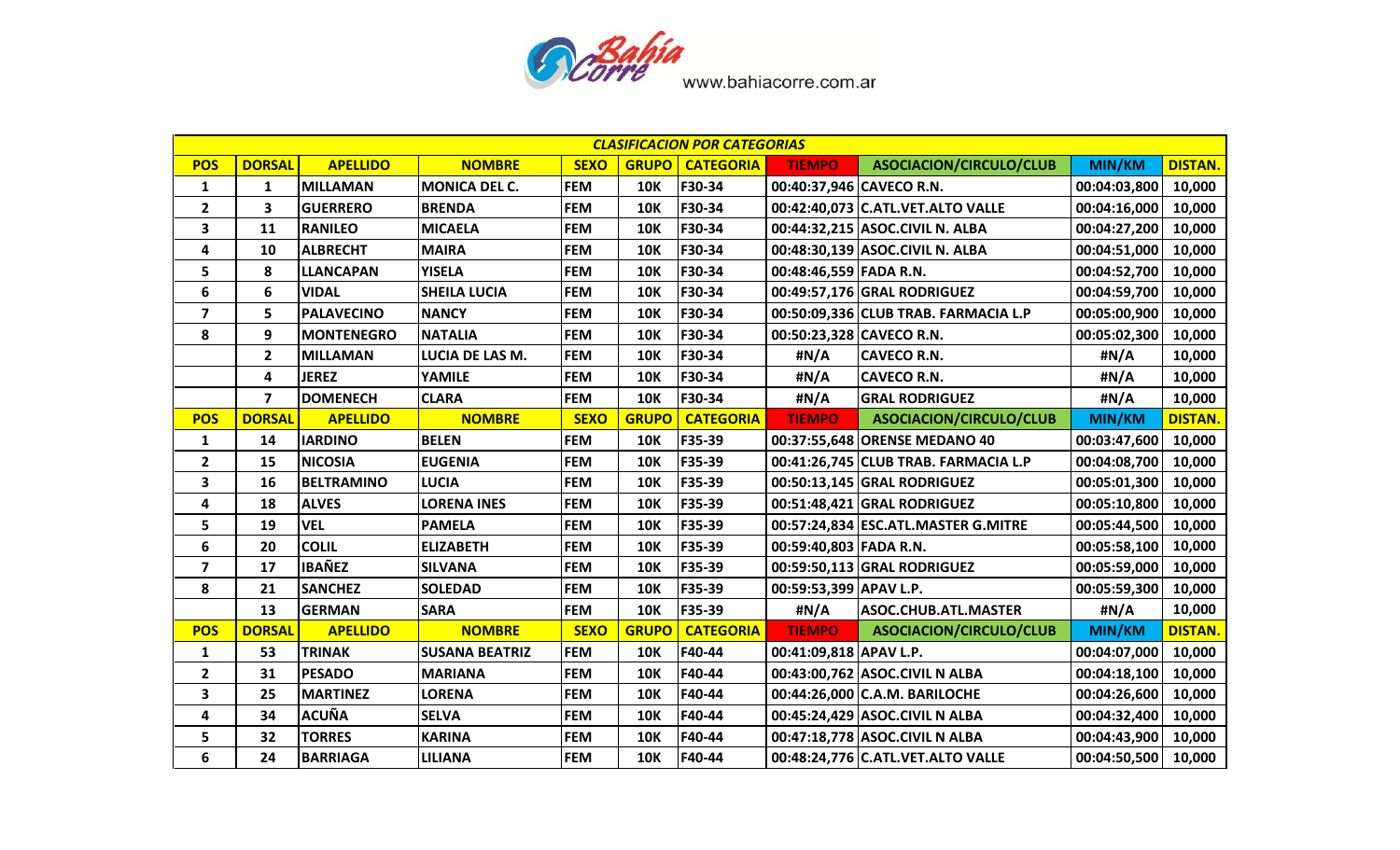Bahia Corre www.bahiacorre.com.ar

| CLASIFICACION POR CATEGORIAS | | | | | | | | | | |
|---|---|---|---|---|---|---|---|---|---|---|
| POS | DORSAL | APELLIDO | NOMBRE | SEXO | GRUPO | CATEGORIA | TIEMPO | ASOCIACION/CIRCULO/CLUB | MIN/KM | DISTAN. |
| 1 | 1 | MILLAMAN | MONICA DEL C. | FEM | 10K | F30-34 | 00:40:37,946 | CAVECO R.N. | 00:04:03,800 | 10,000 |
| 2 | 3 | GUERRERO | BRENDA | FEM | 10K | F30-34 | 00:42:40,073 | C.ATL.VET.ALTO VALLE | 00:04:16,000 | 10,000 |
| 3 | 11 | RANILEO | MICAELA | FEM | 10K | F30-34 | 00:44:32,215 | ASOC.CIVIL N. ALBA | 00:04:27,200 | 10,000 |
| 4 | 10 | ALBRECHT | MAIRA | FEM | 10K | F30-34 | 00:48:30,139 | ASOC.CIVIL N. ALBA | 00:04:51,000 | 10,000 |
| 5 | 8 | LLANCAPAN | YISELA | FEM | 10K | F30-34 | 00:48:46,559 | FADA R.N. | 00:04:52,700 | 10,000 |
| 6 | 6 | VIDAL | SHEILA LUCIA | FEM | 10K | F30-34 | 00:49:57,176 | GRAL RODRIGUEZ | 00:04:59,700 | 10,000 |
| 7 | 5 | PALAVECINO | NANCY | FEM | 10K | F30-34 | 00:50:09,336 | CLUB TRAB. FARMACIA L.P | 00:05:00,900 | 10,000 |
| 8 | 9 | MONTENEGRO | NATALIA | FEM | 10K | F30-34 | 00:50:23,328 | CAVECO R.N. | 00:05:02,300 | 10,000 |
| | 2 | MILLAMAN | LUCIA DE LAS M. | FEM | 10K | F30-34 | #N/A | CAVECO R.N. | #N/A | 10,000 |
| | 4 | JEREZ | YAMILE | FEM | 10K | F30-34 | #N/A | CAVECO R.N. | #N/A | 10,000 |
| | 7 | DOMENECH | CLARA | FEM | 10K | F30-34 | #N/A | GRAL RODRIGUEZ | #N/A | 10,000 |
| POS | DORSAL | APELLIDO | NOMBRE | SEXO | GRUPO | CATEGORIA | TIEMPO | ASOCIACION/CIRCULO/CLUB | MIN/KM | DISTAN. |
| 1 | 14 | IARDINO | BELEN | FEM | 10K | F35-39 | 00:37:55,648 | ORENSE MEDANO 40 | 00:03:47,600 | 10,000 |
| 2 | 15 | NICOSIA | EUGENIA | FEM | 10K | F35-39 | 00:41:26,745 | CLUB TRAB. FARMACIA L.P | 00:04:08,700 | 10,000 |
| 3 | 16 | BELTRAMINO | LUCIA | FEM | 10K | F35-39 | 00:50:13,145 | GRAL RODRIGUEZ | 00:05:01,300 | 10,000 |
| 4 | 18 | ALVES | LORENA INES | FEM | 10K | F35-39 | 00:51:48,421 | GRAL RODRIGUEZ | 00:05:10,800 | 10,000 |
| 5 | 19 | VEL | PAMELA | FEM | 10K | F35-39 | 00:57:24,834 | ESC.ATL.MASTER G.MITRE | 00:05:44,500 | 10,000 |
| 6 | 20 | COLIL | ELIZABETH | FEM | 10K | F35-39 | 00:59:40,803 | FADA R.N. | 00:05:58,100 | 10,000 |
| 7 | 17 | IBAÑEZ | SILVANA | FEM | 10K | F35-39 | 00:59:50,113 | GRAL RODRIGUEZ | 00:05:59,000 | 10,000 |
| 8 | 21 | SANCHEZ | SOLEDAD | FEM | 10K | F35-39 | 00:59:53,399 | APAV L.P. | 00:05:59,300 | 10,000 |
| | 13 | GERMAN | SARA | FEM | 10K | F35-39 | #N/A | ASOC.CHUB.ATL.MASTER | #N/A | 10,000 |
| POS | DORSAL | APELLIDO | NOMBRE | SEXO | GRUPO | CATEGORIA | TIEMPO | ASOCIACION/CIRCULO/CLUB | MIN/KM | DISTAN. |
| 1 | 53 | TRINAK | SUSANA BEATRIZ | FEM | 10K | F40-44 | 00:41:09,818 | APAV L.P. | 00:04:07,000 | 10,000 |
| 2 | 31 | PESADO | MARIANA | FEM | 10K | F40-44 | 00:43:00,762 | ASOC.CIVIL N ALBA | 00:04:18,100 | 10,000 |
| 3 | 25 | MARTINEZ | LORENA | FEM | 10K | F40-44 | 00:44:26,000 | C.A.M. BARILOCHE | 00:04:26,600 | 10,000 |
| 4 | 34 | ACUÑA | SELVA | FEM | 10K | F40-44 | 00:45:24,429 | ASOC.CIVIL N ALBA | 00:04:32,400 | 10,000 |
| 5 | 32 | TORRES | KARINA | FEM | 10K | F40-44 | 00:47:18,778 | ASOC.CIVIL N ALBA | 00:04:43,900 | 10,000 |
| 6 | 24 | BARRIAGA | LILIANA | FEM | 10K | F40-44 | 00:48:24,776 | C.ATL.VET.ALTO VALLE | 00:04:50,500 | 10,000 |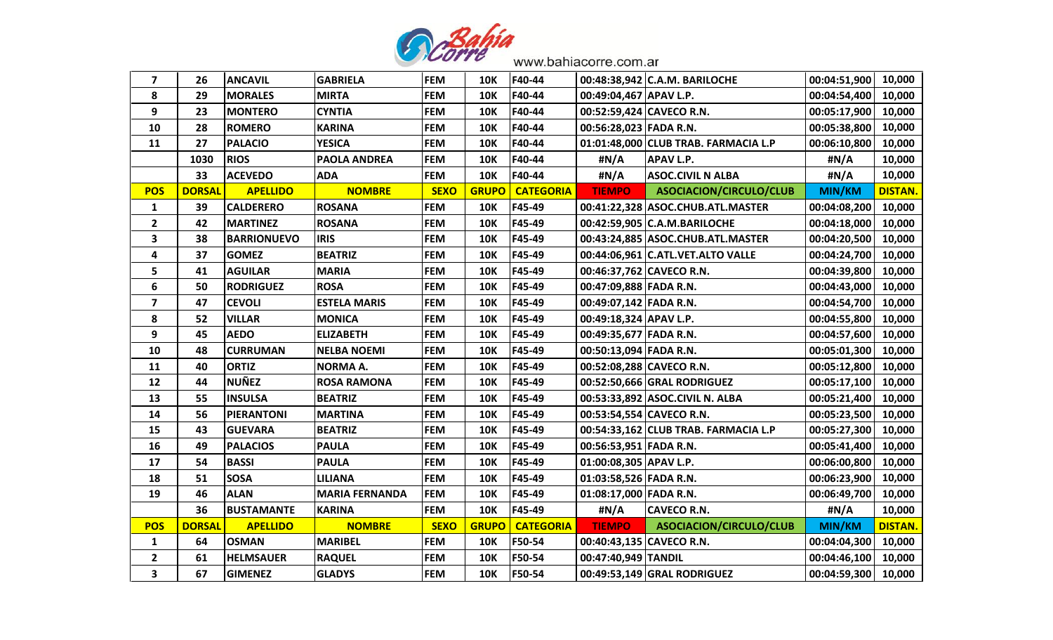| 7 | 26 | ANCAVIL | GABRIELA | FEM | 10K | F40-44 | 00:48:38,942 | C.A.M. BARILOCHE | 00:04:51,900 | 10,000 |
|---|---|---|---|---|---|---|---|---|---|---|
| 8 | 29 | MORALES | MIRTA | FEM | 10K | F40-44 | 00:49:04,467 | APAV L.P. | 00:04:54,400 | 10,000 |
| 9 | 23 | MONTERO | CYNTIA | FEM | 10K | F40-44 | 00:52:59,424 | CAVECO R.N. | 00:05:17,900 | 10,000 |
| 10 | 28 | ROMERO | KARINA | FEM | 10K | F40-44 | 00:56:28,023 | FADA R.N. | 00:05:38,800 | 10,000 |
| 11 | 27 | PALACIO | YESICA | FEM | 10K | F40-44 | 01:01:48,000 | CLUB TRAB. FARMACIA L.P | 00:06:10,800 | 10,000 |
| | 1030 | RIOS | PAOLA ANDREA | FEM | 10K | F40-44 | #N/A | APAV L.P. | #N/A | 10,000 |
| | 33 | ACEVEDO | ADA | FEM | 10K | F40-44 | #N/A | ASOC.CIVIL N ALBA | #N/A | 10,000 |
| **POS** | **DORSAL** | **APELLIDO** | **NOMBRE** | **SEXO** | **GRUPO** | **CATEGORIA** | **TIEMPO** | **ASOCIACION/CIRCULO/CLUB** | **MIN/KM** | **DISTAN.** |
| 1 | 39 | CALDERERO | ROSANA | FEM | 10K | F45-49 | 00:41:22,328 | ASOC.CHUB.ATL.MASTER | 00:04:08,200 | 10,000 |
| 2 | 42 | MARTINEZ | ROSANA | FEM | 10K | F45-49 | 00:42:59,905 | C.A.M.BARILOCHE | 00:04:18,000 | 10,000 |
| 3 | 38 | BARRIONUEVO | IRIS | FEM | 10K | F45-49 | 00:43:24,885 | ASOC.CHUB.ATL.MASTER | 00:04:20,500 | 10,000 |
| 4 | 37 | GOMEZ | BEATRIZ | FEM | 10K | F45-49 | 00:44:06,961 | C.ATL.VET.ALTO VALLE | 00:04:24,700 | 10,000 |
| 5 | 41 | AGUILAR | MARIA | FEM | 10K | F45-49 | 00:46:37,762 | CAVECO R.N. | 00:04:39,800 | 10,000 |
| 6 | 50 | RODRIGUEZ | ROSA | FEM | 10K | F45-49 | 00:47:09,888 | FADA R.N. | 00:04:43,000 | 10,000 |
| 7 | 47 | CEVOLI | ESTELA MARIS | FEM | 10K | F45-49 | 00:49:07,142 | FADA R.N. | 00:04:54,700 | 10,000 |
| 8 | 52 | VILLAR | MONICA | FEM | 10K | F45-49 | 00:49:18,324 | APAV L.P. | 00:04:55,800 | 10,000 |
| 9 | 45 | AEDO | ELIZABETH | FEM | 10K | F45-49 | 00:49:35,677 | FADA R.N. | 00:04:57,600 | 10,000 |
| 10 | 48 | CURRUMAN | NELBA NOEMI | FEM | 10K | F45-49 | 00:50:13,094 | FADA R.N. | 00:05:01,300 | 10,000 |
| 11 | 40 | ORTIZ | NORMA A. | FEM | 10K | F45-49 | 00:52:08,288 | CAVECO R.N. | 00:05:12,800 | 10,000 |
| 12 | 44 | NUÑEZ | ROSA RAMONA | FEM | 10K | F45-49 | 00:52:50,666 | GRAL RODRIGUEZ | 00:05:17,100 | 10,000 |
| 13 | 55 | INSULSA | BEATRIZ | FEM | 10K | F45-49 | 00:53:33,892 | ASOC.CIVIL N. ALBA | 00:05:21,400 | 10,000 |
| 14 | 56 | PIERANTONI | MARTINA | FEM | 10K | F45-49 | 00:53:54,554 | CAVECO R.N. | 00:05:23,500 | 10,000 |
| 15 | 43 | GUEVARA | BEATRIZ | FEM | 10K | F45-49 | 00:54:33,162 | CLUB TRAB. FARMACIA L.P | 00:05:27,300 | 10,000 |
| 16 | 49 | PALACIOS | PAULA | FEM | 10K | F45-49 | 00:56:53,951 | FADA R.N. | 00:05:41,400 | 10,000 |
| 17 | 54 | BASSI | PAULA | FEM | 10K | F45-49 | 01:00:08,305 | APAV L.P. | 00:06:00,800 | 10,000 |
| 18 | 51 | SOSA | LILIANA | FEM | 10K | F45-49 | 01:03:58,526 | FADA R.N. | 00:06:23,900 | 10,000 |
| 19 | 46 | ALAN | MARIA FERNANDA | FEM | 10K | F45-49 | 01:08:17,000 | FADA R.N. | 00:06:49,700 | 10,000 |
| | 36 | BUSTAMANTE | KARINA | FEM | 10K | F45-49 | #N/A | CAVECO R.N. | #N/A | 10,000 |
| **POS** | **DORSAL** | **APELLIDO** | **NOMBRE** | **SEXO** | **GRUPO** | **CATEGORIA** | **TIEMPO** | **ASOCIACION/CIRCULO/CLUB** | **MIN/KM** | **DISTAN.** |
| 1 | 64 | OSMAN | MARIBEL | FEM | 10K | F50-54 | 00:40:43,135 | CAVECO R.N. | 00:04:04,300 | 10,000 |
| 2 | 61 | HELMSAUER | RAQUEL | FEM | 10K | F50-54 | 00:47:40,949 | TANDIL | 00:04:46,100 | 10,000 |
| 3 | 67 | GIMENEZ | GLADYS | FEM | 10K | F50-54 | 00:49:53,149 | GRAL RODRIGUEZ | 00:04:59,300 | 10,000 |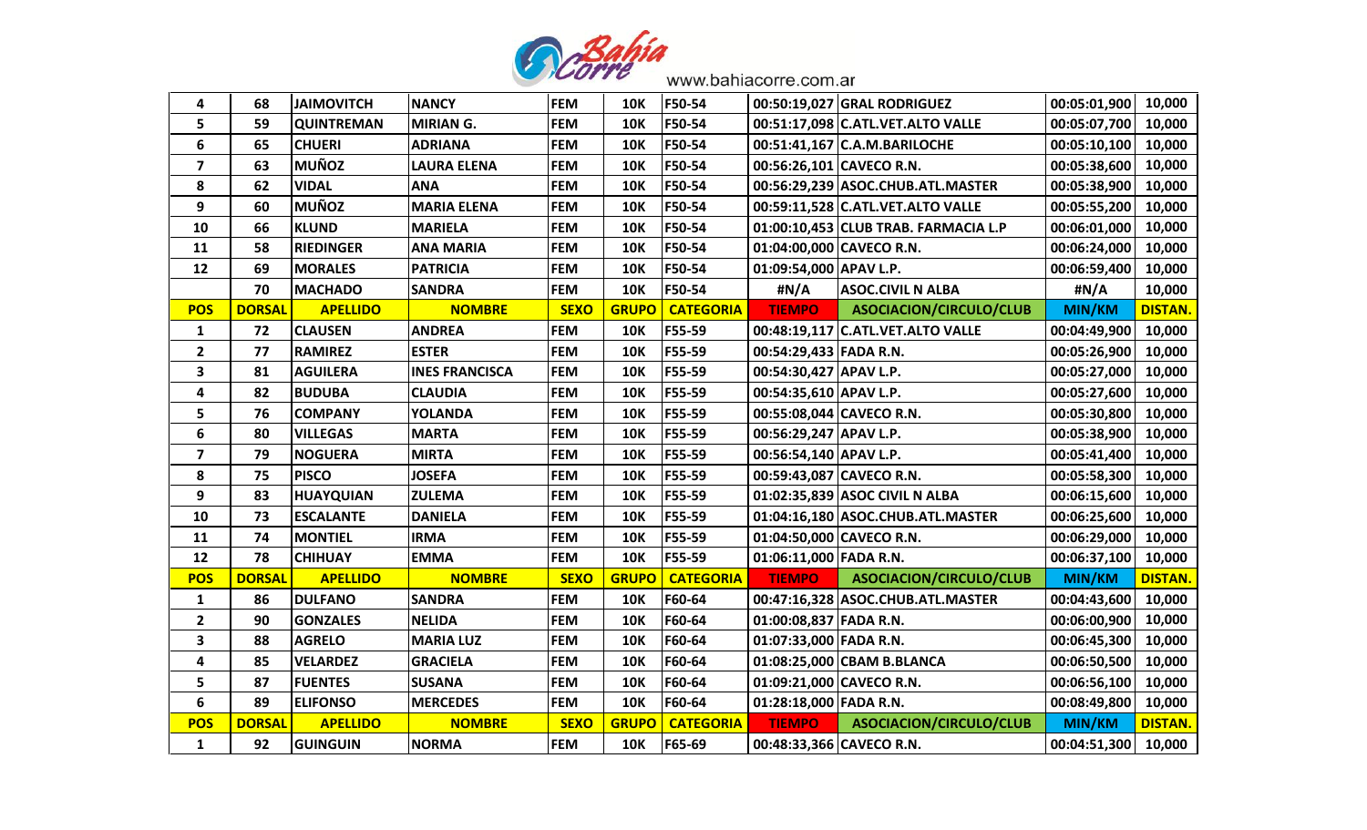| 4 | 68 | JAIMOVITCH | NANCY | FEM | 10K | F50-54 | 00:50:19,027 | GRAL RODRIGUEZ | 00:05:01,900 | 10,000 |
|---|---|---|---|---|---|---|---|---|---|---|
| 5 | 59 | QUINTREMAN | MIRIAN G. | FEM | 10K | F50-54 | 00:51:17,098 | C.ATL.VET.ALTO VALLE | 00:05:07,700 | 10,000 |
| 6 | 65 | CHUERI | ADRIANA | FEM | 10K | F50-54 | 00:51:41,167 | C.A.M.BARILOCHE | 00:05:10,100 | 10,000 |
| 7 | 63 | MUÑOZ | LAURA ELENA | FEM | 10K | F50-54 | 00:56:26,101 | CAVECO R.N. | 00:05:38,600 | 10,000 |
| 8 | 62 | VIDAL | ANA | FEM | 10K | F50-54 | 00:56:29,239 | ASOC.CHUB.ATL.MASTER | 00:05:38,900 | 10,000 |
| 9 | 60 | MUÑOZ | MARIA ELENA | FEM | 10K | F50-54 | 00:59:11,528 | C.ATL.VET.ALTO VALLE | 00:05:55,200 | 10,000 |
| 10 | 66 | KLUND | MARIELA | FEM | 10K | F50-54 | 01:00:10,453 | CLUB TRAB. FARMACIA L.P | 00:06:01,000 | 10,000 |
| 11 | 58 | RIEDINGER | ANA MARIA | FEM | 10K | F50-54 | 01:04:00,000 | CAVECO R.N. | 00:06:24,000 | 10,000 |
| 12 | 69 | MORALES | PATRICIA | FEM | 10K | F50-54 | 01:09:54,000 | APAV L.P. | 00:06:59,400 | 10,000 |
| | 70 | MACHADO | SANDRA | FEM | 10K | F50-54 | #N/A | ASOC.CIVIL N ALBA | #N/A | 10,000 |
| **POS** | **DORSAL** | **APELLIDO** | **NOMBRE** | **SEXO** | **GRUPO** | **CATEGORIA** | **TIEMPO** | **ASOCIACION/CIRCULO/CLUB** | **MIN/KM** | **DISTAN.** |
| 1 | 72 | CLAUSEN | ANDREA | FEM | 10K | F55-59 | 00:48:19,117 | C.ATL.VET.ALTO VALLE | 00:04:49,900 | 10,000 |
| 2 | 77 | RAMIREZ | ESTER | FEM | 10K | F55-59 | 00:54:29,433 | FADA R.N. | 00:05:26,900 | 10,000 |
| 3 | 81 | AGUILERA | INES FRANCISCA | FEM | 10K | F55-59 | 00:54:30,427 | APAV L.P. | 00:05:27,000 | 10,000 |
| 4 | 82 | BUDUBA | CLAUDIA | FEM | 10K | F55-59 | 00:54:35,610 | APAV L.P. | 00:05:27,600 | 10,000 |
| 5 | 76 | COMPANY | YOLANDA | FEM | 10K | F55-59 | 00:55:08,044 | CAVECO R.N. | 00:05:30,800 | 10,000 |
| 6 | 80 | VILLEGAS | MARTA | FEM | 10K | F55-59 | 00:56:29,247 | APAV L.P. | 00:05:38,900 | 10,000 |
| 7 | 79 | NOGUERA | MIRTA | FEM | 10K | F55-59 | 00:56:54,140 | APAV L.P. | 00:05:41,400 | 10,000 |
| 8 | 75 | PISCO | JOSEFA | FEM | 10K | F55-59 | 00:59:43,087 | CAVECO R.N. | 00:05:58,300 | 10,000 |
| 9 | 83 | HUAYQUIAN | ZULEMA | FEM | 10K | F55-59 | 01:02:35,839 | ASOC CIVIL N ALBA | 00:06:15,600 | 10,000 |
| 10 | 73 | ESCALANTE | DANIELA | FEM | 10K | F55-59 | 01:04:16,180 | ASOC.CHUB.ATL.MASTER | 00:06:25,600 | 10,000 |
| 11 | 74 | MONTIEL | IRMA | FEM | 10K | F55-59 | 01:04:50,000 | CAVECO R.N. | 00:06:29,000 | 10,000 |
| 12 | 78 | CHIHUAY | EMMA | FEM | 10K | F55-59 | 01:06:11,000 | FADA R.N. | 00:06:37,100 | 10,000 |
| **POS** | **DORSAL** | **APELLIDO** | **NOMBRE** | **SEXO** | **GRUPO** | **CATEGORIA** | **TIEMPO** | **ASOCIACION/CIRCULO/CLUB** | **MIN/KM** | **DISTAN.** |
| 1 | 86 | DULFANO | SANDRA | FEM | 10K | F60-64 | 00:47:16,328 | ASOC.CHUB.ATL.MASTER | 00:04:43,600 | 10,000 |
| 2 | 90 | GONZALES | NELIDA | FEM | 10K | F60-64 | 01:00:08,837 | FADA R.N. | 00:06:00,900 | 10,000 |
| 3 | 88 | AGRELO | MARIA LUZ | FEM | 10K | F60-64 | 01:07:33,000 | FADA R.N. | 00:06:45,300 | 10,000 |
| 4 | 85 | VELARDEZ | GRACIELA | FEM | 10K | F60-64 | 01:08:25,000 | CBAM B.BLANCA | 00:06:50,500 | 10,000 |
| 5 | 87 | FUENTES | SUSANA | FEM | 10K | F60-64 | 01:09:21,000 | CAVECO R.N. | 00:06:56,100 | 10,000 |
| 6 | 89 | ELIFONSO | MERCEDES | FEM | 10K | F60-64 | 01:28:18,000 | FADA R.N. | 00:08:49,800 | 10,000 |
| **POS** | **DORSAL** | **APELLIDO** | **NOMBRE** | **SEXO** | **GRUPO** | **CATEGORIA** | **TIEMPO** | **ASOCIACION/CIRCULO/CLUB** | **MIN/KM** | **DISTAN.** |
| 1 | 92 | GUINGUIN | NORMA | FEM | 10K | F65-69 | 00:48:33,366 | CAVECO R.N. | 00:04:51,300 | 10,000 |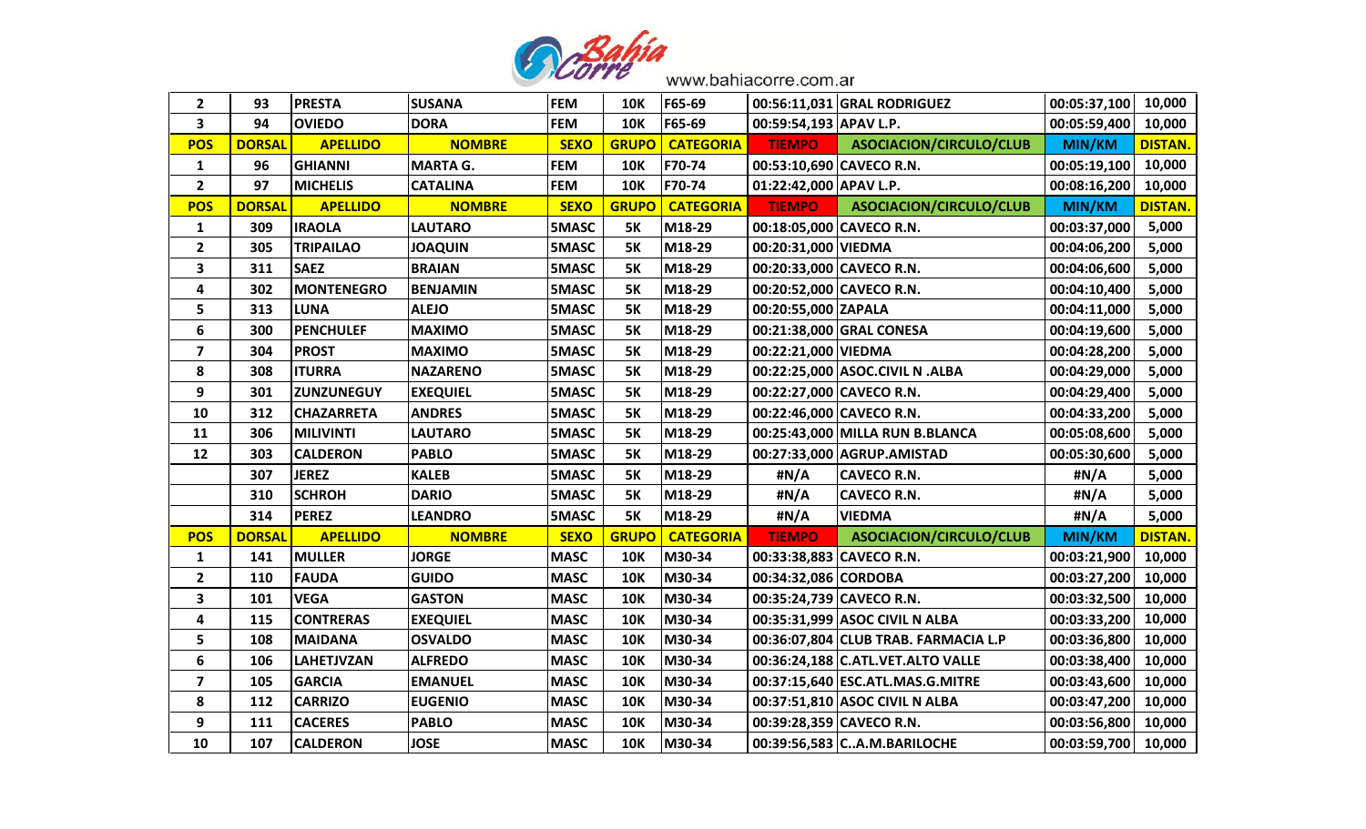| 2 | 93 | PRESTA | SUSANA | FEM | 10K | F65-69 | 00:56:11,031 | GRAL RODRIGUEZ | 00:05:37,100 | 10,000 |
|---|---|---|---|---|---|---|---|---|---|---|
| 3 | 94 | OVIEDO | DORA | FEM | 10K | F65-69 | 00:59:54,193 | APAV L.P. | 00:05:59,400 | 10,000 |
| **POS** | **DORSAL** | **APELLIDO** | **NOMBRE** | **SEXO** | **GRUPO** | **CATEGORIA** | **TIEMPO** | **ASOCIACION/CIRCULO/CLUB** | **MIN/KM** | **DISTAN.** |
| 1 | 96 | GHIANNI | MARTA G. | FEM | 10K | F70-74 | 00:53:10,690 | CAVECO R.N. | 00:05:19,100 | 10,000 |
| 2 | 97 | MICHELIS | CATALINA | FEM | 10K | F70-74 | 01:22:42,000 | APAV L.P. | 00:08:16,200 | 10,000 |
| **POS** | **DORSAL** | **APELLIDO** | **NOMBRE** | **SEXO** | **GRUPO** | **CATEGORIA** | **TIEMPO** | **ASOCIACION/CIRCULO/CLUB** | **MIN/KM** | **DISTAN.** |
| 1 | 309 | IRAOLA | LAUTARO | 5MASC | 5K | M18-29 | 00:18:05,000 | CAVECO R.N. | 00:03:37,000 | 5,000 |
| 2 | 305 | TRIPAILAO | JOAQUIN | 5MASC | 5K | M18-29 | 00:20:31,000 | VIEDMA | 00:04:06,200 | 5,000 |
| 3 | 311 | SAEZ | BRAIAN | 5MASC | 5K | M18-29 | 00:20:33,000 | CAVECO R.N. | 00:04:06,600 | 5,000 |
| 4 | 302 | MONTENEGRO | BENJAMIN | 5MASC | 5K | M18-29 | 00:20:52,000 | CAVECO R.N. | 00:04:10,400 | 5,000 |
| 5 | 313 | LUNA | ALEJO | 5MASC | 5K | M18-29 | 00:20:55,000 | ZAPALA | 00:04:11,000 | 5,000 |
| 6 | 300 | PENCHULEF | MAXIMO | 5MASC | 5K | M18-29 | 00:21:38,000 | GRAL CONESA | 00:04:19,600 | 5,000 |
| 7 | 304 | PROST | MAXIMO | 5MASC | 5K | M18-29 | 00:22:21,000 | VIEDMA | 00:04:28,200 | 5,000 |
| 8 | 308 | ITURRA | NAZARENO | 5MASC | 5K | M18-29 | 00:22:25,000 | ASOC.CIVIL N .ALBA | 00:04:29,000 | 5,000 |
| 9 | 301 | ZUNZUNEGUY | EXEQUIEL | 5MASC | 5K | M18-29 | 00:22:27,000 | CAVECO R.N. | 00:04:29,400 | 5,000 |
| 10 | 312 | CHAZARRETA | ANDRES | 5MASC | 5K | M18-29 | 00:22:46,000 | CAVECO R.N. | 00:04:33,200 | 5,000 |
| 11 | 306 | MILIVINTI | LAUTARO | 5MASC | 5K | M18-29 | 00:25:43,000 | MILLA RUN B.BLANCA | 00:05:08,600 | 5,000 |
| 12 | 303 | CALDERON | PABLO | 5MASC | 5K | M18-29 | 00:27:33,000 | AGRUP.AMISTAD | 00:05:30,600 | 5,000 |
| | 307 | JEREZ | KALEB | 5MASC | 5K | M18-29 | #N/A | CAVECO R.N. | #N/A | 5,000 |
| | 310 | SCHROH | DARIO | 5MASC | 5K | M18-29 | #N/A | CAVECO R.N. | #N/A | 5,000 |
| | 314 | PEREZ | LEANDRO | 5MASC | 5K | M18-29 | #N/A | VIEDMA | #N/A | 5,000 |
| **POS** | **DORSAL** | **APELLIDO** | **NOMBRE** | **SEXO** | **GRUPO** | **CATEGORIA** | **TIEMPO** | **ASOCIACION/CIRCULO/CLUB** | **MIN/KM** | **DISTAN.** |
| 1 | 141 | MULLER | JORGE | MASC | 10K | M30-34 | 00:33:38,883 | CAVECO R.N. | 00:03:21,900 | 10,000 |
| 2 | 110 | FAUDA | GUIDO | MASC | 10K | M30-34 | 00:34:32,086 | CORDOBA | 00:03:27,200 | 10,000 |
| 3 | 101 | VEGA | GASTON | MASC | 10K | M30-34 | 00:35:24,739 | CAVECO R.N. | 00:03:32,500 | 10,000 |
| 4 | 115 | CONTRERAS | EXEQUIEL | MASC | 10K | M30-34 | 00:35:31,999 | ASOC CIVIL N ALBA | 00:03:33,200 | 10,000 |
| 5 | 108 | MAIDANA | OSVALDO | MASC | 10K | M30-34 | 00:36:07,804 | CLUB TRAB. FARMACIA L.P | 00:03:36,800 | 10,000 |
| 6 | 106 | LAHETJVZAN | ALFREDO | MASC | 10K | M30-34 | 00:36:24,188 | C.ATL.VET.ALTO VALLE | 00:03:38,400 | 10,000 |
| 7 | 105 | GARCIA | EMANUEL | MASC | 10K | M30-34 | 00:37:15,640 | ESC.ATL.MAS.G.MITRE | 00:03:43,600 | 10,000 |
| 8 | 112 | CARRIZO | EUGENIO | MASC | 10K | M30-34 | 00:37:51,810 | ASOC CIVIL N ALBA | 00:03:47,200 | 10,000 |
| 9 | 111 | CACERES | PABLO | MASC | 10K | M30-34 | 00:39:28,359 | CAVECO R.N. | 00:03:56,800 | 10,000 |
| 10 | 107 | CALDERON | JOSE | MASC | 10K | M30-34 | 00:39:56,583 | C..A.M.BARILOCHE | 00:03:59,700 | 10,000 |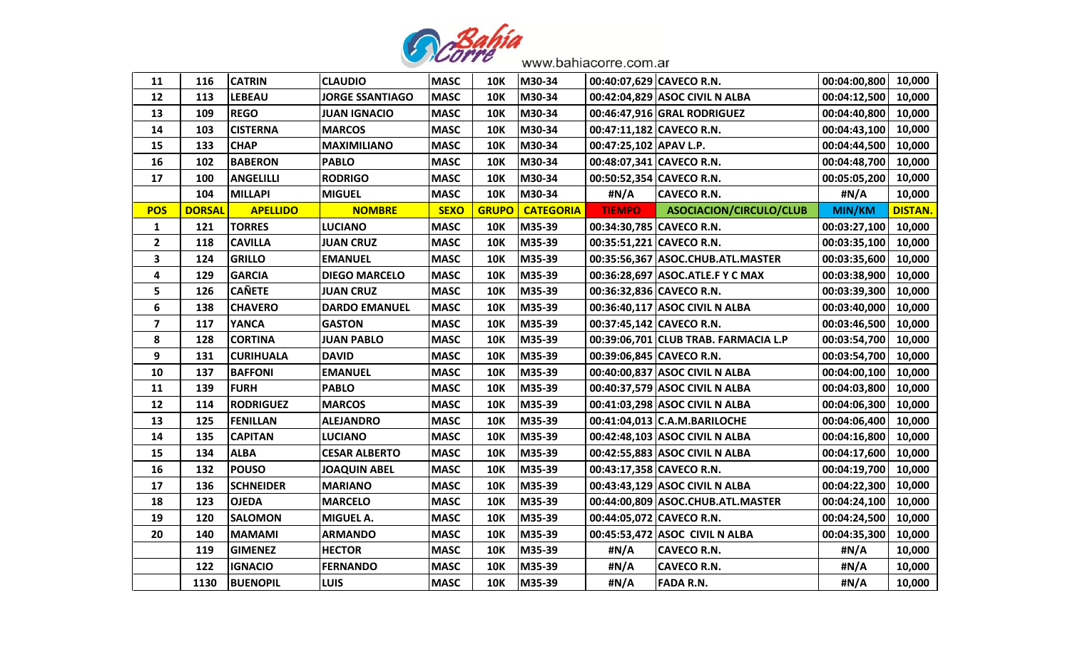| 11 | 116 | CATRIN | CLAUDIO | MASC | 10K | M30-34 | 00:40:07,629 | CAVECO R.N. | 00:04:00,800 | 10,000 |
|---|---|---|---|---|---|---|---|---|---|---|
| 12 | 113 | LEBEAU | JORGE SSANTIAGO | MASC | 10K | M30-34 | 00:42:04,829 | ASOC CIVIL N ALBA | 00:04:12,500 | 10,000 |
| 13 | 109 | REGO | JUAN IGNACIO | MASC | 10K | M30-34 | 00:46:47,916 | GRAL RODRIGUEZ | 00:04:40,800 | 10,000 |
| 14 | 103 | CISTERNA | MARCOS | MASC | 10K | M30-34 | 00:47:11,182 | CAVECO R.N. | 00:04:43,100 | 10,000 |
| 15 | 133 | CHAP | MAXIMILIANO | MASC | 10K | M30-34 | 00:47:25,102 | APAV L.P. | 00:04:44,500 | 10,000 |
| 16 | 102 | BABERON | PABLO | MASC | 10K | M30-34 | 00:48:07,341 | CAVECO R.N. | 00:04:48,700 | 10,000 |
| 17 | 100 | ANGELILLI | RODRIGO | MASC | 10K | M30-34 | 00:50:52,354 | CAVECO R.N. | 00:05:05,200 | 10,000 |
| | 104 | MILLAPI | MIGUEL | MASC | 10K | M30-34 | #N/A | CAVECO R.N. | #N/A | 10,000 |
| **POS** | **DORSAL** | **APELLIDO** | **NOMBRE** | **SEXO** | **GRUPO** | **CATEGORIA** | **TIEMPO** | **ASOCIACION/CIRCULO/CLUB** | **MIN/KM** | **DISTAN.** |
| 1 | 121 | TORRES | LUCIANO | MASC | 10K | M35-39 | 00:34:30,785 | CAVECO R.N. | 00:03:27,100 | 10,000 |
| 2 | 118 | CAVILLA | JUAN CRUZ | MASC | 10K | M35-39 | 00:35:51,221 | CAVECO R.N. | 00:03:35,100 | 10,000 |
| 3 | 124 | GRILLO | EMANUEL | MASC | 10K | M35-39 | 00:35:56,367 | ASOC.CHUB.ATL.MASTER | 00:03:35,600 | 10,000 |
| 4 | 129 | GARCIA | DIEGO MARCELO | MASC | 10K | M35-39 | 00:36:28,697 | ASOC.ATLE.F Y C MAX | 00:03:38,900 | 10,000 |
| 5 | 126 | CAÑETE | JUAN CRUZ | MASC | 10K | M35-39 | 00:36:32,836 | CAVECO R.N. | 00:03:39,300 | 10,000 |
| 6 | 138 | CHAVERO | DARDO EMANUEL | MASC | 10K | M35-39 | 00:36:40,117 | ASOC CIVIL N ALBA | 00:03:40,000 | 10,000 |
| 7 | 117 | YANCA | GASTON | MASC | 10K | M35-39 | 00:37:45,142 | CAVECO R.N. | 00:03:46,500 | 10,000 |
| 8 | 128 | CORTINA | JUAN PABLO | MASC | 10K | M35-39 | 00:39:06,701 | CLUB TRAB. FARMACIA L.P | 00:03:54,700 | 10,000 |
| 9 | 131 | CURIHUALA | DAVID | MASC | 10K | M35-39 | 00:39:06,845 | CAVECO R.N. | 00:03:54,700 | 10,000 |
| 10 | 137 | BAFFONI | EMANUEL | MASC | 10K | M35-39 | 00:40:00,837 | ASOC CIVIL N ALBA | 00:04:00,100 | 10,000 |
| 11 | 139 | FURH | PABLO | MASC | 10K | M35-39 | 00:40:37,579 | ASOC CIVIL N ALBA | 00:04:03,800 | 10,000 |
| 12 | 114 | RODRIGUEZ | MARCOS | MASC | 10K | M35-39 | 00:41:03,298 | ASOC CIVIL N ALBA | 00:04:06,300 | 10,000 |
| 13 | 125 | FENILLAN | ALEJANDRO | MASC | 10K | M35-39 | 00:41:04,013 | C.A.M.BARILOCHE | 00:04:06,400 | 10,000 |
| 14 | 135 | CAPITAN | LUCIANO | MASC | 10K | M35-39 | 00:42:48,103 | ASOC CIVIL N ALBA | 00:04:16,800 | 10,000 |
| 15 | 134 | ALBA | CESAR ALBERTO | MASC | 10K | M35-39 | 00:42:55,883 | ASOC CIVIL N ALBA | 00:04:17,600 | 10,000 |
| 16 | 132 | POUSO | JOAQUIN ABEL | MASC | 10K | M35-39 | 00:43:17,358 | CAVECO R.N. | 00:04:19,700 | 10,000 |
| 17 | 136 | SCHNEIDER | MARIANO | MASC | 10K | M35-39 | 00:43:43,129 | ASOC CIVIL N ALBA | 00:04:22,300 | 10,000 |
| 18 | 123 | OJEDA | MARCELO | MASC | 10K | M35-39 | 00:44:00,809 | ASOC.CHUB.ATL.MASTER | 00:04:24,100 | 10,000 |
| 19 | 120 | SALOMON | MIGUEL A. | MASC | 10K | M35-39 | 00:44:05,072 | CAVECO R.N. | 00:04:24,500 | 10,000 |
| 20 | 140 | MAMAMI | ARMANDO | MASC | 10K | M35-39 | 00:45:53,472 | ASOC CIVIL N ALBA | 00:04:35,300 | 10,000 |
| | 119 | GIMENEZ | HECTOR | MASC | 10K | M35-39 | #N/A | CAVECO R.N. | #N/A | 10,000 |
| | 122 | IGNACIO | FERNANDO | MASC | 10K | M35-39 | #N/A | CAVECO R.N. | #N/A | 10,000 |
| | 1130 | BUENOPIL | LUIS | MASC | 10K | M35-39 | #N/A | FADA R.N. | #N/A | 10,000 |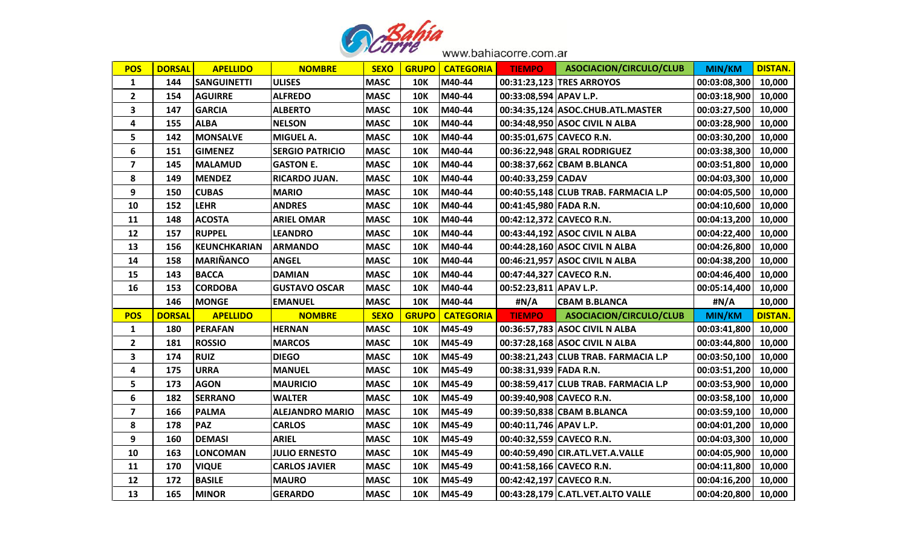www.bahiacorre.com.ar

| POS | DORSAL | APELLIDO | NOMBRE | SEXO | GRUPO | CATEGORIA | TIEMPO | ASOCIACION/CIRCULO/CLUB | MIN/KM | DISTAN. |
|---|---|---|---|---|---|---|---|---|---|---|
| 1 | 144 | SANGUINETTI | ULISES | MASC | 10K | M40-44 | 00:31:23,123 | TRES ARROYOS | 00:03:08,300 | 10,000 |
| 2 | 154 | AGUIRRE | ALFREDO | MASC | 10K | M40-44 | 00:33:08,594 | APAV L.P. | 00:03:18,900 | 10,000 |
| 3 | 147 | GARCIA | ALBERTO | MASC | 10K | M40-44 | 00:34:35,124 | ASOC.CHUB.ATL.MASTER | 00:03:27,500 | 10,000 |
| 4 | 155 | ALBA | NELSON | MASC | 10K | M40-44 | 00:34:48,950 | ASOC CIVIL N ALBA | 00:03:28,900 | 10,000 |
| 5 | 142 | MONSALVE | MIGUEL A. | MASC | 10K | M40-44 | 00:35:01,675 | CAVECO R.N. | 00:03:30,200 | 10,000 |
| 6 | 151 | GIMENEZ | SERGIO PATRICIO | MASC | 10K | M40-44 | 00:36:22,948 | GRAL RODRIGUEZ | 00:03:38,300 | 10,000 |
| 7 | 145 | MALAMUD | GASTON E. | MASC | 10K | M40-44 | 00:38:37,662 | CBAM B.BLANCA | 00:03:51,800 | 10,000 |
| 8 | 149 | MENDEZ | RICARDO JUAN. | MASC | 10K | M40-44 | 00:40:33,259 | CADAV | 00:04:03,300 | 10,000 |
| 9 | 150 | CUBAS | MARIO | MASC | 10K | M40-44 | 00:40:55,148 | CLUB TRAB. FARMACIA L.P | 00:04:05,500 | 10,000 |
| 10 | 152 | LEHR | ANDRES | MASC | 10K | M40-44 | 00:41:45,980 | FADA R.N. | 00:04:10,600 | 10,000 |
| 11 | 148 | ACOSTA | ARIEL OMAR | MASC | 10K | M40-44 | 00:42:12,372 | CAVECO R.N. | 00:04:13,200 | 10,000 |
| 12 | 157 | RUPPEL | LEANDRO | MASC | 10K | M40-44 | 00:43:44,192 | ASOC CIVIL N ALBA | 00:04:22,400 | 10,000 |
| 13 | 156 | KEUNCHKARIAN | ARMANDO | MASC | 10K | M40-44 | 00:44:28,160 | ASOC CIVIL N ALBA | 00:04:26,800 | 10,000 |
| 14 | 158 | MARIÑANCO | ANGEL | MASC | 10K | M40-44 | 00:46:21,957 | ASOC CIVIL N ALBA | 00:04:38,200 | 10,000 |
| 15 | 143 | BACCA | DAMIAN | MASC | 10K | M40-44 | 00:47:44,327 | CAVECO R.N. | 00:04:46,400 | 10,000 |
| 16 | 153 | CORDOBA | GUSTAVO OSCAR | MASC | 10K | M40-44 | 00:52:23,811 | APAV L.P. | 00:05:14,400 | 10,000 |
| | 146 | MONGE | EMANUEL | MASC | 10K | M40-44 | #N/A | CBAM B.BLANCA | #N/A | 10,000 |
| POS | DORSAL | APELLIDO | NOMBRE | SEXO | GRUPO | CATEGORIA | TIEMPO | ASOCIACION/CIRCULO/CLUB | MIN/KM | DISTAN. |
| 1 | 180 | PERAFAN | HERNAN | MASC | 10K | M45-49 | 00:36:57,783 | ASOC CIVIL N ALBA | 00:03:41,800 | 10,000 |
| 2 | 181 | ROSSIO | MARCOS | MASC | 10K | M45-49 | 00:37:28,168 | ASOC CIVIL N ALBA | 00:03:44,800 | 10,000 |
| 3 | 174 | RUIZ | DIEGO | MASC | 10K | M45-49 | 00:38:21,243 | CLUB TRAB. FARMACIA L.P | 00:03:50,100 | 10,000 |
| 4 | 175 | URRA | MANUEL | MASC | 10K | M45-49 | 00:38:31,939 | FADA R.N. | 00:03:51,200 | 10,000 |
| 5 | 173 | AGON | MAURICIO | MASC | 10K | M45-49 | 00:38:59,417 | CLUB TRAB. FARMACIA L.P | 00:03:53,900 | 10,000 |
| 6 | 182 | SERRANO | WALTER | MASC | 10K | M45-49 | 00:39:40,908 | CAVECO R.N. | 00:03:58,100 | 10,000 |
| 7 | 166 | PALMA | ALEJANDRO MARIO | MASC | 10K | M45-49 | 00:39:50,838 | CBAM B.BLANCA | 00:03:59,100 | 10,000 |
| 8 | 178 | PAZ | CARLOS | MASC | 10K | M45-49 | 00:40:11,746 | APAV L.P. | 00:04:01,200 | 10,000 |
| 9 | 160 | DEMASI | ARIEL | MASC | 10K | M45-49 | 00:40:32,559 | CAVECO R.N. | 00:04:03,300 | 10,000 |
| 10 | 163 | LONCOMAN | JULIO ERNESTO | MASC | 10K | M45-49 | 00:40:59,490 | CIR.ATL.VET.A.VALLE | 00:04:05,900 | 10,000 |
| 11 | 170 | VIQUE | CARLOS JAVIER | MASC | 10K | M45-49 | 00:41:58,166 | CAVECO R.N. | 00:04:11,800 | 10,000 |
| 12 | 172 | BASILE | MAURO | MASC | 10K | M45-49 | 00:42:42,197 | CAVECO R.N. | 00:04:16,200 | 10,000 |
| 13 | 165 | MINOR | GERARDO | MASC | 10K | M45-49 | 00:43:28,179 | C.ATL.VET.ALTO VALLE | 00:04:20,800 | 10,000 |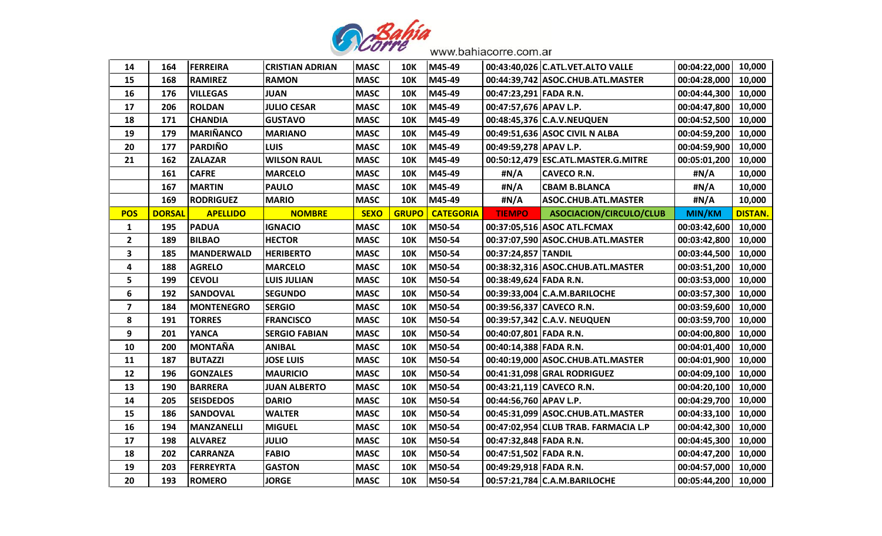| 14 | 164 | FERREIRA | CRISTIAN ADRIAN | MASC | 10K | M45-49 | 00:43:40,026 | C.ATL.VET.ALTO VALLE | 00:04:22,000 | 10,000 |
|---|---|---|---|---|---|---|---|---|---|---|
| 15 | 168 | RAMIREZ | RAMON | MASC | 10K | M45-49 | 00:44:39,742 | ASOC.CHUB.ATL.MASTER | 00:04:28,000 | 10,000 |
| 16 | 176 | VILLEGAS | JUAN | MASC | 10K | M45-49 | 00:47:23,291 | FADA R.N. | 00:04:44,300 | 10,000 |
| 17 | 206 | ROLDAN | JULIO CESAR | MASC | 10K | M45-49 | 00:47:57,676 | APAV L.P. | 00:04:47,800 | 10,000 |
| 18 | 171 | CHANDIA | GUSTAVO | MASC | 10K | M45-49 | 00:48:45,376 | C.A.V.NEUQUEN | 00:04:52,500 | 10,000 |
| 19 | 179 | MARIÑANCO | MARIANO | MASC | 10K | M45-49 | 00:49:51,636 | ASOC CIVIL N ALBA | 00:04:59,200 | 10,000 |
| 20 | 177 | PARDIÑO | LUIS | MASC | 10K | M45-49 | 00:49:59,278 | APAV L.P. | 00:04:59,900 | 10,000 |
| 21 | 162 | ZALAZAR | WILSON RAUL | MASC | 10K | M45-49 | 00:50:12,479 | ESC.ATL.MASTER.G.MITRE | 00:05:01,200 | 10,000 |
| | 161 | CAFRE | MARCELO | MASC | 10K | M45-49 | #N/A | CAVECO R.N. | #N/A | 10,000 |
| | 167 | MARTIN | PAULO | MASC | 10K | M45-49 | #N/A | CBAM B.BLANCA | #N/A | 10,000 |
| | 169 | RODRIGUEZ | MARIO | MASC | 10K | M45-49 | #N/A | ASOC.CHUB.ATL.MASTER | #N/A | 10,000 |
| **POS** | **DORSAL** | **APELLIDO** | **NOMBRE** | **SEXO** | **GRUPO** | **CATEGORIA** | **TIEMPO** | **ASOCIACION/CIRCULO/CLUB** | **MIN/KM** | **DISTAN.** |
| 1 | 195 | PADUA | IGNACIO | MASC | 10K | M50-54 | 00:37:05,516 | ASOC ATL.FCMAX | 00:03:42,600 | 10,000 |
| 2 | 189 | BILBAO | HECTOR | MASC | 10K | M50-54 | 00:37:07,590 | ASOC.CHUB.ATL.MASTER | 00:03:42,800 | 10,000 |
| 3 | 185 | MANDERWALD | HERIBERTO | MASC | 10K | M50-54 | 00:37:24,857 | TANDIL | 00:03:44,500 | 10,000 |
| 4 | 188 | AGRELO | MARCELO | MASC | 10K | M50-54 | 00:38:32,316 | ASOC.CHUB.ATL.MASTER | 00:03:51,200 | 10,000 |
| 5 | 199 | CEVOLI | LUIS JULIAN | MASC | 10K | M50-54 | 00:38:49,624 | FADA R.N. | 00:03:53,000 | 10,000 |
| 6 | 192 | SANDOVAL | SEGUNDO | MASC | 10K | M50-54 | 00:39:33,004 | C.A.M.BARILOCHE | 00:03:57,300 | 10,000 |
| 7 | 184 | MONTENEGRO | SERGIO | MASC | 10K | M50-54 | 00:39:56,337 | CAVECO R.N. | 00:03:59,600 | 10,000 |
| 8 | 191 | TORRES | FRANCISCO | MASC | 10K | M50-54 | 00:39:57,342 | C.A.V. NEUQUEN | 00:03:59,700 | 10,000 |
| 9 | 201 | YANCA | SERGIO FABIAN | MASC | 10K | M50-54 | 00:40:07,801 | FADA R.N. | 00:04:00,800 | 10,000 |
| 10 | 200 | MONTAÑA | ANIBAL | MASC | 10K | M50-54 | 00:40:14,388 | FADA R.N. | 00:04:01,400 | 10,000 |
| 11 | 187 | BUTAZZI | JOSE LUIS | MASC | 10K | M50-54 | 00:40:19,000 | ASOC.CHUB.ATL.MASTER | 00:04:01,900 | 10,000 |
| 12 | 196 | GONZALES | MAURICIO | MASC | 10K | M50-54 | 00:41:31,098 | GRAL RODRIGUEZ | 00:04:09,100 | 10,000 |
| 13 | 190 | BARRERA | JUAN ALBERTO | MASC | 10K | M50-54 | 00:43:21,119 | CAVECO R.N. | 00:04:20,100 | 10,000 |
| 14 | 205 | SEISDEDOS | DARIO | MASC | 10K | M50-54 | 00:44:56,760 | APAV L.P. | 00:04:29,700 | 10,000 |
| 15 | 186 | SANDOVAL | WALTER | MASC | 10K | M50-54 | 00:45:31,099 | ASOC.CHUB.ATL.MASTER | 00:04:33,100 | 10,000 |
| 16 | 194 | MANZANELLI | MIGUEL | MASC | 10K | M50-54 | 00:47:02,954 | CLUB TRAB. FARMACIA L.P | 00:04:42,300 | 10,000 |
| 17 | 198 | ALVAREZ | JULIO | MASC | 10K | M50-54 | 00:47:32,848 | FADA R.N. | 00:04:45,300 | 10,000 |
| 18 | 202 | CARRANZA | FABIO | MASC | 10K | M50-54 | 00:47:51,502 | FADA R.N. | 00:04:47,200 | 10,000 |
| 19 | 203 | FERREYRTA | GASTON | MASC | 10K | M50-54 | 00:49:29,918 | FADA R.N. | 00:04:57,000 | 10,000 |
| 20 | 193 | ROMERO | JORGE | MASC | 10K | M50-54 | 00:57:21,784 | C.A.M.BARILOCHE | 00:05:44,200 | 10,000 |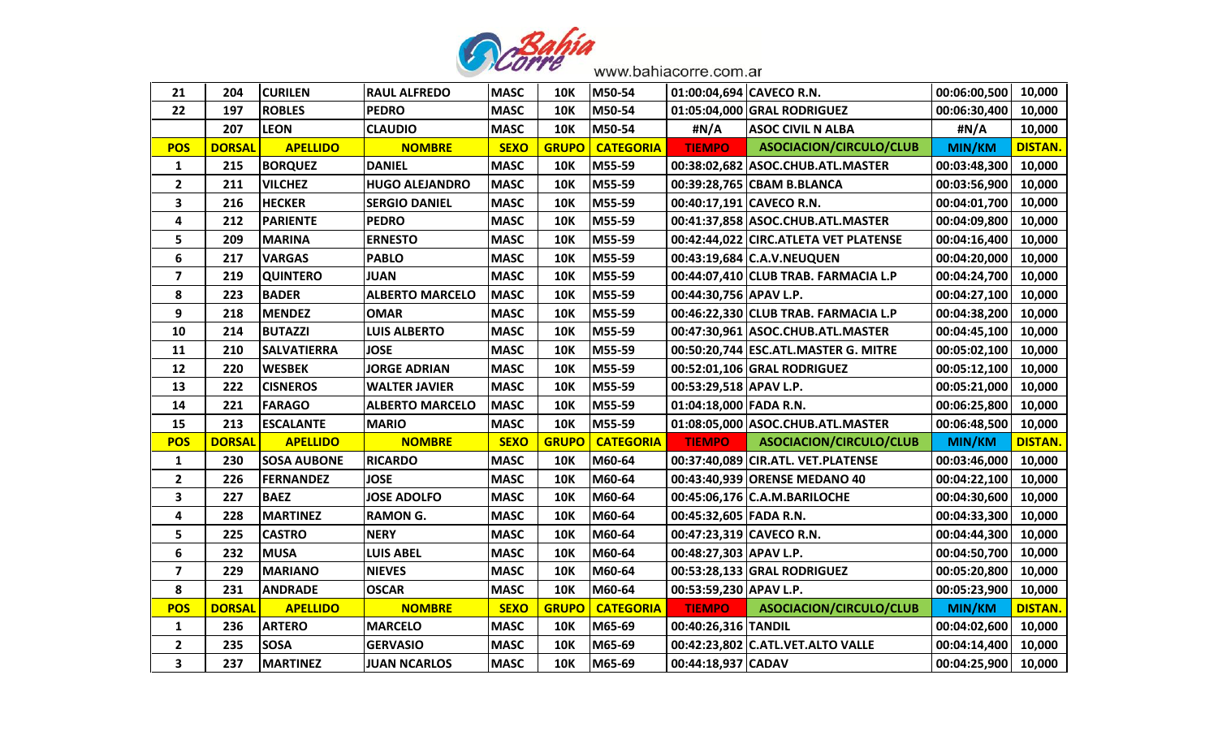| 21 | 204 | CURILEN | RAUL ALFREDO | MASC | 10K | M50-54 | 01:00:04,694 | CAVECO R.N. | 00:06:00,500 | 10,000 |
|---|---|---|---|---|---|---|---|---|---|---|
| 22 | 197 | ROBLES | PEDRO | MASC | 10K | M50-54 | 01:05:04,000 | GRAL RODRIGUEZ | 00:06:30,400 | 10,000 |
| | 207 | LEON | CLAUDIO | MASC | 10K | M50-54 | #N/A | ASOC CIVIL N ALBA | #N/A | 10,000 |
| **POS** | **DORSAL** | **APELLIDO** | **NOMBRE** | **SEXO** | **GRUPO** | **CATEGORIA** | **TIEMPO** | **ASOCIACION/CIRCULO/CLUB** | **MIN/KM** | **DISTAN.** |
| 1 | 215 | BORQUEZ | DANIEL | MASC | 10K | M55-59 | 00:38:02,682 | ASOC.CHUB.ATL.MASTER | 00:03:48,300 | 10,000 |
| 2 | 211 | VILCHEZ | HUGO ALEJANDRO | MASC | 10K | M55-59 | 00:39:28,765 | CBAM B.BLANCA | 00:03:56,900 | 10,000 |
| 3 | 216 | HECKER | SERGIO DANIEL | MASC | 10K | M55-59 | 00:40:17,191 | CAVECO R.N. | 00:04:01,700 | 10,000 |
| 4 | 212 | PARIENTE | PEDRO | MASC | 10K | M55-59 | 00:41:37,858 | ASOC.CHUB.ATL.MASTER | 00:04:09,800 | 10,000 |
| 5 | 209 | MARINA | ERNESTO | MASC | 10K | M55-59 | 00:42:44,022 | CIRC.ATLETA VET PLATENSE | 00:04:16,400 | 10,000 |
| 6 | 217 | VARGAS | PABLO | MASC | 10K | M55-59 | 00:43:19,684 | C.A.V.NEUQUEN | 00:04:20,000 | 10,000 |
| 7 | 219 | QUINTERO | JUAN | MASC | 10K | M55-59 | 00:44:07,410 | CLUB TRAB. FARMACIA L.P | 00:04:24,700 | 10,000 |
| 8 | 223 | BADER | ALBERTO MARCELO | MASC | 10K | M55-59 | 00:44:30,756 | APAV L.P. | 00:04:27,100 | 10,000 |
| 9 | 218 | MENDEZ | OMAR | MASC | 10K | M55-59 | 00:46:22,330 | CLUB TRAB. FARMACIA L.P | 00:04:38,200 | 10,000 |
| 10 | 214 | BUTAZZI | LUIS ALBERTO | MASC | 10K | M55-59 | 00:47:30,961 | ASOC.CHUB.ATL.MASTER | 00:04:45,100 | 10,000 |
| 11 | 210 | SALVATIERRA | JOSE | MASC | 10K | M55-59 | 00:50:20,744 | ESC.ATL.MASTER G. MITRE | 00:05:02,100 | 10,000 |
| 12 | 220 | WESBEK | JORGE ADRIAN | MASC | 10K | M55-59 | 00:52:01,106 | GRAL RODRIGUEZ | 00:05:12,100 | 10,000 |
| 13 | 222 | CISNEROS | WALTER JAVIER | MASC | 10K | M55-59 | 00:53:29,518 | APAV L.P. | 00:05:21,000 | 10,000 |
| 14 | 221 | FARAGO | ALBERTO MARCELO | MASC | 10K | M55-59 | 01:04:18,000 | FADA R.N. | 00:06:25,800 | 10,000 |
| 15 | 213 | ESCALANTE | MARIO | MASC | 10K | M55-59 | 01:08:05,000 | ASOC.CHUB.ATL.MASTER | 00:06:48,500 | 10,000 |
| **POS** | **DORSAL** | **APELLIDO** | **NOMBRE** | **SEXO** | **GRUPO** | **CATEGORIA** | **TIEMPO** | **ASOCIACION/CIRCULO/CLUB** | **MIN/KM** | **DISTAN.** |
| 1 | 230 | SOSA AUBONE | RICARDO | MASC | 10K | M60-64 | 00:37:40,089 | CIR.ATL. VET.PLATENSE | 00:03:46,000 | 10,000 |
| 2 | 226 | FERNANDEZ | JOSE | MASC | 10K | M60-64 | 00:43:40,939 | ORENSE MEDANO 40 | 00:04:22,100 | 10,000 |
| 3 | 227 | BAEZ | JOSE ADOLFO | MASC | 10K | M60-64 | 00:45:06,176 | C.A.M.BARILOCHE | 00:04:30,600 | 10,000 |
| 4 | 228 | MARTINEZ | RAMON G. | MASC | 10K | M60-64 | 00:45:32,605 | FADA R.N. | 00:04:33,300 | 10,000 |
| 5 | 225 | CASTRO | NERY | MASC | 10K | M60-64 | 00:47:23,319 | CAVECO R.N. | 00:04:44,300 | 10,000 |
| 6 | 232 | MUSA | LUIS ABEL | MASC | 10K | M60-64 | 00:48:27,303 | APAV L.P. | 00:04:50,700 | 10,000 |
| 7 | 229 | MARIANO | NIEVES | MASC | 10K | M60-64 | 00:53:28,133 | GRAL RODRIGUEZ | 00:05:20,800 | 10,000 |
| 8 | 231 | ANDRADE | OSCAR | MASC | 10K | M60-64 | 00:53:59,230 | APAV L.P. | 00:05:23,900 | 10,000 |
| **POS** | **DORSAL** | **APELLIDO** | **NOMBRE** | **SEXO** | **GRUPO** | **CATEGORIA** | **TIEMPO** | **ASOCIACION/CIRCULO/CLUB** | **MIN/KM** | **DISTAN.** |
| 1 | 236 | ARTERO | MARCELO | MASC | 10K | M65-69 | 00:40:26,316 | TANDIL | 00:04:02,600 | 10,000 |
| 2 | 235 | SOSA | GERVASIO | MASC | 10K | M65-69 | 00:42:23,802 | C.ATL.VET.ALTO VALLE | 00:04:14,400 | 10,000 |
| 3 | 237 | MARTINEZ | JUAN NCARLOS | MASC | 10K | M65-69 | 00:44:18,937 | CADAV | 00:04:25,900 | 10,000 |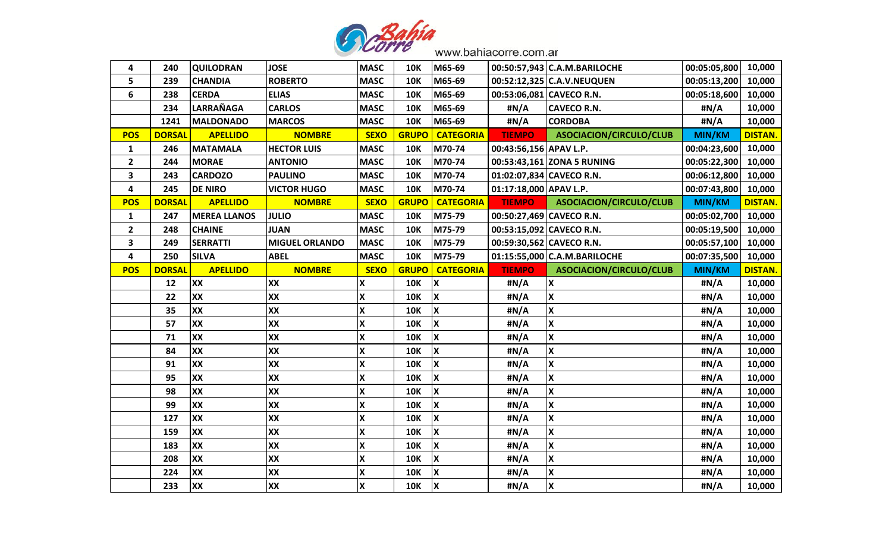| 4 | 240 | QUILODRAN | JOSE | MASC | 10K | M65-69 | 00:50:57,943 | C.A.M.BARILOCHE | 00:05:05,800 | 10,000 |
|---|---|---|---|---|---|---|---|---|---|---|
| 5 | 239 | CHANDIA | ROBERTO | MASC | 10K | M65-69 | 00:52:12,325 | C.A.V.NEUQUEN | 00:05:13,200 | 10,000 |
| 6 | 238 | CERDA | ELIAS | MASC | 10K | M65-69 | 00:53:06,081 | CAVECO R.N. | 00:05:18,600 | 10,000 |
| | 234 | LARRAÑAGA | CARLOS | MASC | 10K | M65-69 | #N/A | CAVECO R.N. | #N/A | 10,000 |
| | 1241 | MALDONADO | MARCOS | MASC | 10K | M65-69 | #N/A | CORDOBA | #N/A | 10,000 |
| **POS** | **DORSAL** | **APELLIDO** | **NOMBRE** | **SEXO** | **GRUPO** | **CATEGORIA** | **TIEMPO** | **ASOCIACION/CIRCULO/CLUB** | **MIN/KM** | **DISTAN.** |
| 1 | 246 | MATAMALA | HECTOR LUIS | MASC | 10K | M70-74 | 00:43:56,156 | APAV L.P. | 00:04:23,600 | 10,000 |
| 2 | 244 | MORAE | ANTONIO | MASC | 10K | M70-74 | 00:53:43,161 | ZONA 5 RUNING | 00:05:22,300 | 10,000 |
| 3 | 243 | CARDOZO | PAULINO | MASC | 10K | M70-74 | 01:02:07,834 | CAVECO R.N. | 00:06:12,800 | 10,000 |
| 4 | 245 | DE NIRO | VICTOR HUGO | MASC | 10K | M70-74 | 01:17:18,000 | APAV L.P. | 00:07:43,800 | 10,000 |
| **POS** | **DORSAL** | **APELLIDO** | **NOMBRE** | **SEXO** | **GRUPO** | **CATEGORIA** | **TIEMPO** | **ASOCIACION/CIRCULO/CLUB** | **MIN/KM** | **DISTAN.** |
| 1 | 247 | MEREA LLANOS | JULIO | MASC | 10K | M75-79 | 00:50:27,469 | CAVECO R.N. | 00:05:02,700 | 10,000 |
| 2 | 248 | CHAINE | JUAN | MASC | 10K | M75-79 | 00:53:15,092 | CAVECO R.N. | 00:05:19,500 | 10,000 |
| 3 | 249 | SERRATTI | MIGUEL ORLANDO | MASC | 10K | M75-79 | 00:59:30,562 | CAVECO R.N. | 00:05:57,100 | 10,000 |
| 4 | 250 | SILVA | ABEL | MASC | 10K | M75-79 | 01:15:55,000 | C.A.M.BARILOCHE | 00:07:35,500 | 10,000 |
| **POS** | **DORSAL** | **APELLIDO** | **NOMBRE** | **SEXO** | **GRUPO** | **CATEGORIA** | **TIEMPO** | **ASOCIACION/CIRCULO/CLUB** | **MIN/KM** | **DISTAN.** |
| | 12 | XX | XX | X | 10K | X | #N/A | X | #N/A | 10,000 |
| | 22 | XX | XX | X | 10K | X | #N/A | X | #N/A | 10,000 |
| | 35 | XX | XX | X | 10K | X | #N/A | X | #N/A | 10,000 |
| | 57 | XX | XX | X | 10K | X | #N/A | X | #N/A | 10,000 |
| | 71 | XX | XX | X | 10K | X | #N/A | X | #N/A | 10,000 |
| | 84 | XX | XX | X | 10K | X | #N/A | X | #N/A | 10,000 |
| | 91 | XX | XX | X | 10K | X | #N/A | X | #N/A | 10,000 |
| | 95 | XX | XX | X | 10K | X | #N/A | X | #N/A | 10,000 |
| | 98 | XX | XX | X | 10K | X | #N/A | X | #N/A | 10,000 |
| | 99 | XX | XX | X | 10K | X | #N/A | X | #N/A | 10,000 |
| | 127 | XX | XX | X | 10K | X | #N/A | X | #N/A | 10,000 |
| | 159 | XX | XX | X | 10K | X | #N/A | X | #N/A | 10,000 |
| | 183 | XX | XX | X | 10K | X | #N/A | X | #N/A | 10,000 |
| | 208 | XX | XX | X | 10K | X | #N/A | X | #N/A | 10,000 |
| | 224 | XX | XX | X | 10K | X | #N/A | X | #N/A | 10,000 |
| | 233 | XX | XX | X | 10K | X | #N/A | X | #N/A | 10,000 |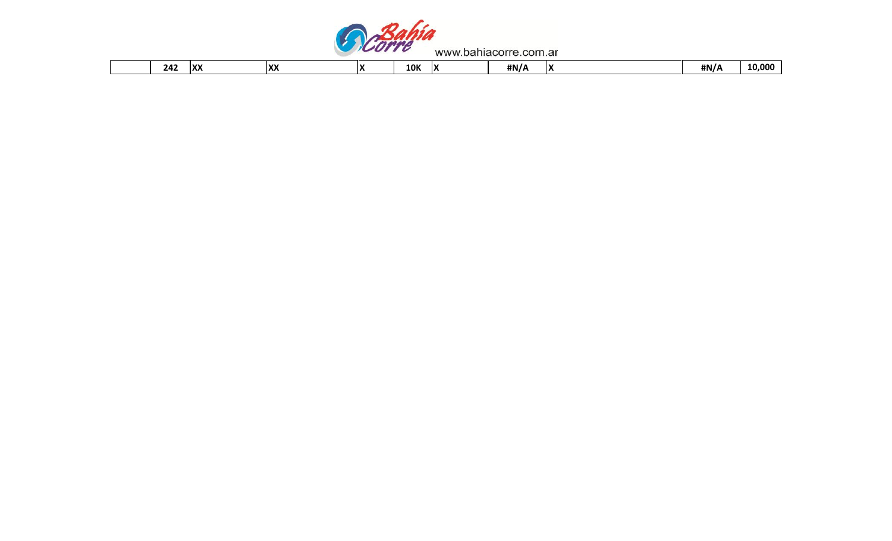www.bahiacorre.com.ar

| | | | | | | | | | | |
|---|---|---|---|---|---|---|---|---|---|---|
| | 242 | XX | XX | X | 10K | X | #N/A | X | #N/A | 10,000 |